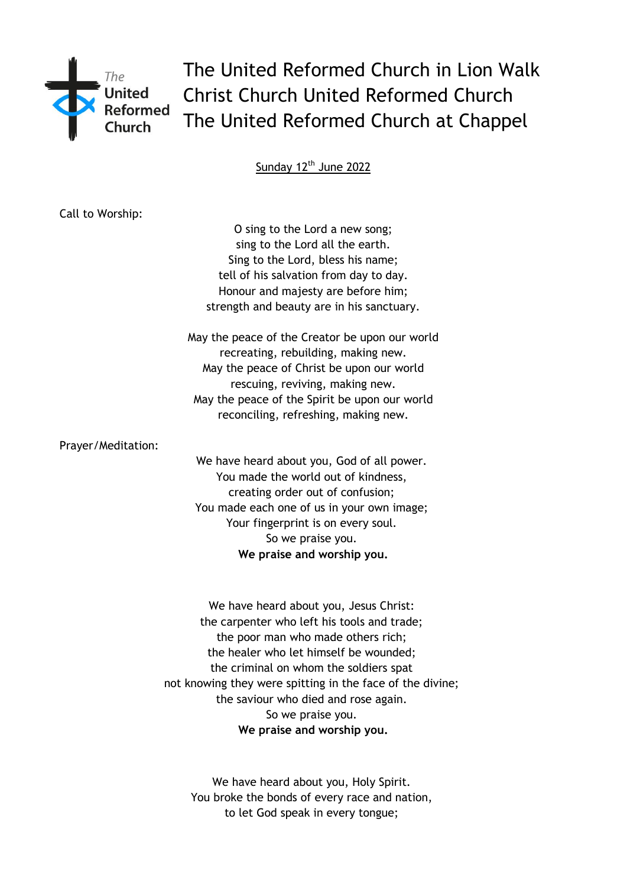# The United Reformed Church in Lion Walk
# Christ Church United Reformed Church
# The United Reformed Church at Chappel

Sunday 12th June 2022

Call to Worship:

O sing to the Lord a new song;
sing to the Lord all the earth.
Sing to the Lord, bless his name;
tell of his salvation from day to day.
Honour and majesty are before him;
strength and beauty are in his sanctuary.

May the peace of the Creator be upon our world
recreating, rebuilding, making new.
May the peace of Christ be upon our world
rescuing, reviving, making new.
May the peace of the Spirit be upon our world
reconciling, refreshing, making new.

Prayer/Meditation:

We have heard about you, God of all power.
You made the world out of kindness,
creating order out of confusion;
You made each one of us in your own image;
Your fingerprint is on every soul.
So we praise you.
**We praise and worship you.**

We have heard about you, Jesus Christ:
the carpenter who left his tools and trade;
the poor man who made others rich;
the healer who let himself be wounded;
the criminal on whom the soldiers spat
not knowing they were spitting in the face of the divine;
the saviour who died and rose again.
So we praise you.
**We praise and worship you.**

We have heard about you, Holy Spirit.
You broke the bonds of every race and nation,
to let God speak in every tongue;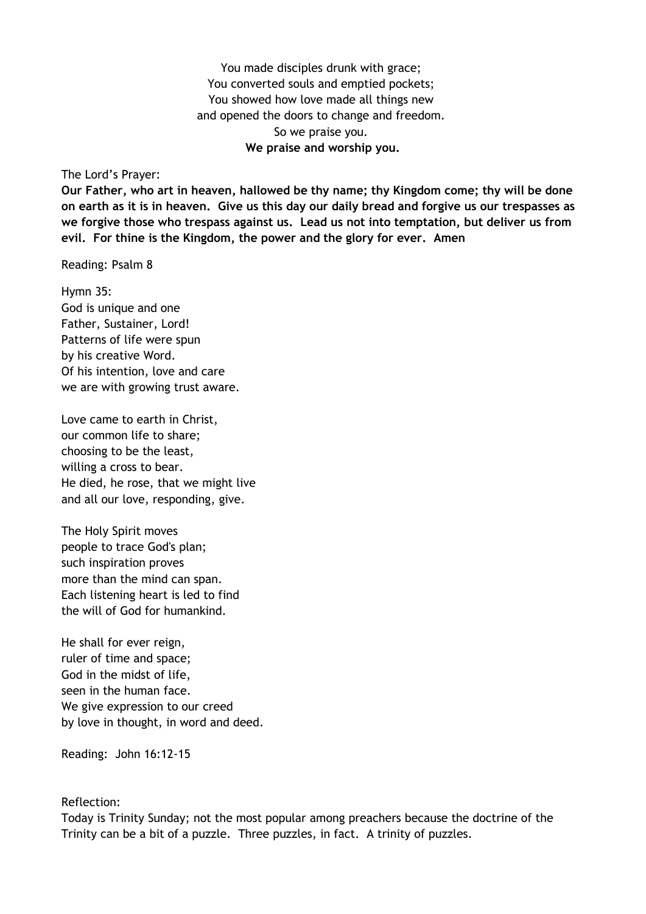You made disciples drunk with grace;  
You converted souls and emptied pockets;  
You showed how love made all things new  
and opened the doors to change and freedom.  
So we praise you.  
**We praise and worship you.**

The Lord's Prayer:

**Our Father, who art in heaven, hallowed be thy name; thy Kingdom come; thy will be done on earth as it is in heaven. Give us this day our daily bread and forgive us our trespasses as we forgive those who trespass against us. Lead us not into temptation, but deliver us from evil. For thine is the Kingdom, the power and the glory for ever. Amen**

Reading: Psalm 8

Hymn 35:

God is unique and one  
Father, Sustainer, Lord!  
Patterns of life were spun  
by his creative Word.  
Of his intention, love and care  
we are with growing trust aware.

Love came to earth in Christ,  
our common life to share;  
choosing to be the least,  
willing a cross to bear.  
He died, he rose, that we might live  
and all our love, responding, give.

The Holy Spirit moves  
people to trace God's plan;  
such inspiration proves  
more than the mind can span.  
Each listening heart is led to find  
the will of God for humankind.

He shall for ever reign,  
ruler of time and space;  
God in the midst of life,  
seen in the human face.  
We give expression to our creed  
by love in thought, in word and deed.

Reading: John 16:12-15

Reflection:

Today is Trinity Sunday; not the most popular among preachers because the doctrine of the Trinity can be a bit of a puzzle. Three puzzles, in fact. A trinity of puzzles.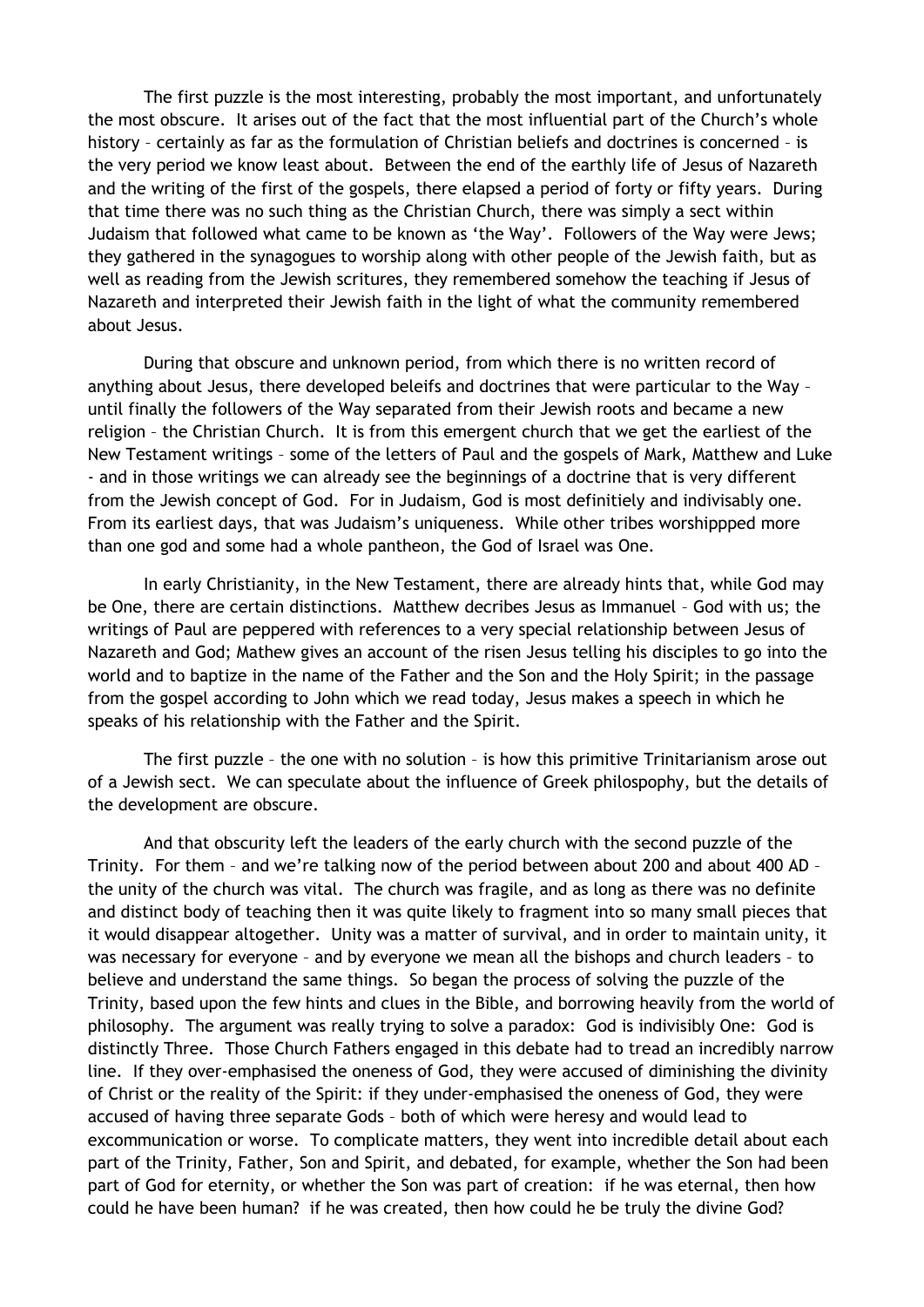The first puzzle is the most interesting, probably the most important, and unfortunately the most obscure. It arises out of the fact that the most influential part of the Church's whole history – certainly as far as the formulation of Christian beliefs and doctrines is concerned – is the very period we know least about. Between the end of the earthly life of Jesus of Nazareth and the writing of the first of the gospels, there elapsed a period of forty or fifty years. During that time there was no such thing as the Christian Church, there was simply a sect within Judaism that followed what came to be known as 'the Way'. Followers of the Way were Jews; they gathered in the synagogues to worship along with other people of the Jewish faith, but as well as reading from the Jewish scritures, they remembered somehow the teaching if Jesus of Nazareth and interpreted their Jewish faith in the light of what the community remembered about Jesus.

During that obscure and unknown period, from which there is no written record of anything about Jesus, there developed beleifs and doctrines that were particular to the Way – until finally the followers of the Way separated from their Jewish roots and became a new religion – the Christian Church. It is from this emergent church that we get the earliest of the New Testament writings – some of the letters of Paul and the gospels of Mark, Matthew and Luke - and in those writings we can already see the beginnings of a doctrine that is very different from the Jewish concept of God. For in Judaism, God is most definitiely and indivisably one. From its earliest days, that was Judaism's uniqueness. While other tribes worshippped more than one god and some had a whole pantheon, the God of Israel was One.

In early Christianity, in the New Testament, there are already hints that, while God may be One, there are certain distinctions. Matthew decribes Jesus as Immanuel – God with us; the writings of Paul are peppered with references to a very special relationship between Jesus of Nazareth and God; Mathew gives an account of the risen Jesus telling his disciples to go into the world and to baptize in the name of the Father and the Son and the Holy Spirit; in the passage from the gospel according to John which we read today, Jesus makes a speech in which he speaks of his relationship with the Father and the Spirit.

The first puzzle – the one with no solution – is how this primitive Trinitarianism arose out of a Jewish sect. We can speculate about the influence of Greek philospophy, but the details of the development are obscure.

And that obscurity left the leaders of the early church with the second puzzle of the Trinity. For them – and we're talking now of the period between about 200 and about 400 AD – the unity of the church was vital. The church was fragile, and as long as there was no definite and distinct body of teaching then it was quite likely to fragment into so many small pieces that it would disappear altogether. Unity was a matter of survival, and in order to maintain unity, it was necessary for everyone – and by everyone we mean all the bishops and church leaders – to believe and understand the same things. So began the process of solving the puzzle of the Trinity, based upon the few hints and clues in the Bible, and borrowing heavily from the world of philosophy. The argument was really trying to solve a paradox: God is indivisibly One: God is distinctly Three. Those Church Fathers engaged in this debate had to tread an incredibly narrow line. If they over-emphasised the oneness of God, they were accused of diminishing the divinity of Christ or the reality of the Spirit: if they under-emphasised the oneness of God, they were accused of having three separate Gods – both of which were heresy and would lead to excommunication or worse. To complicate matters, they went into incredible detail about each part of the Trinity, Father, Son and Spirit, and debated, for example, whether the Son had been part of God for eternity, or whether the Son was part of creation: if he was eternal, then how could he have been human? if he was created, then how could he be truly the divine God?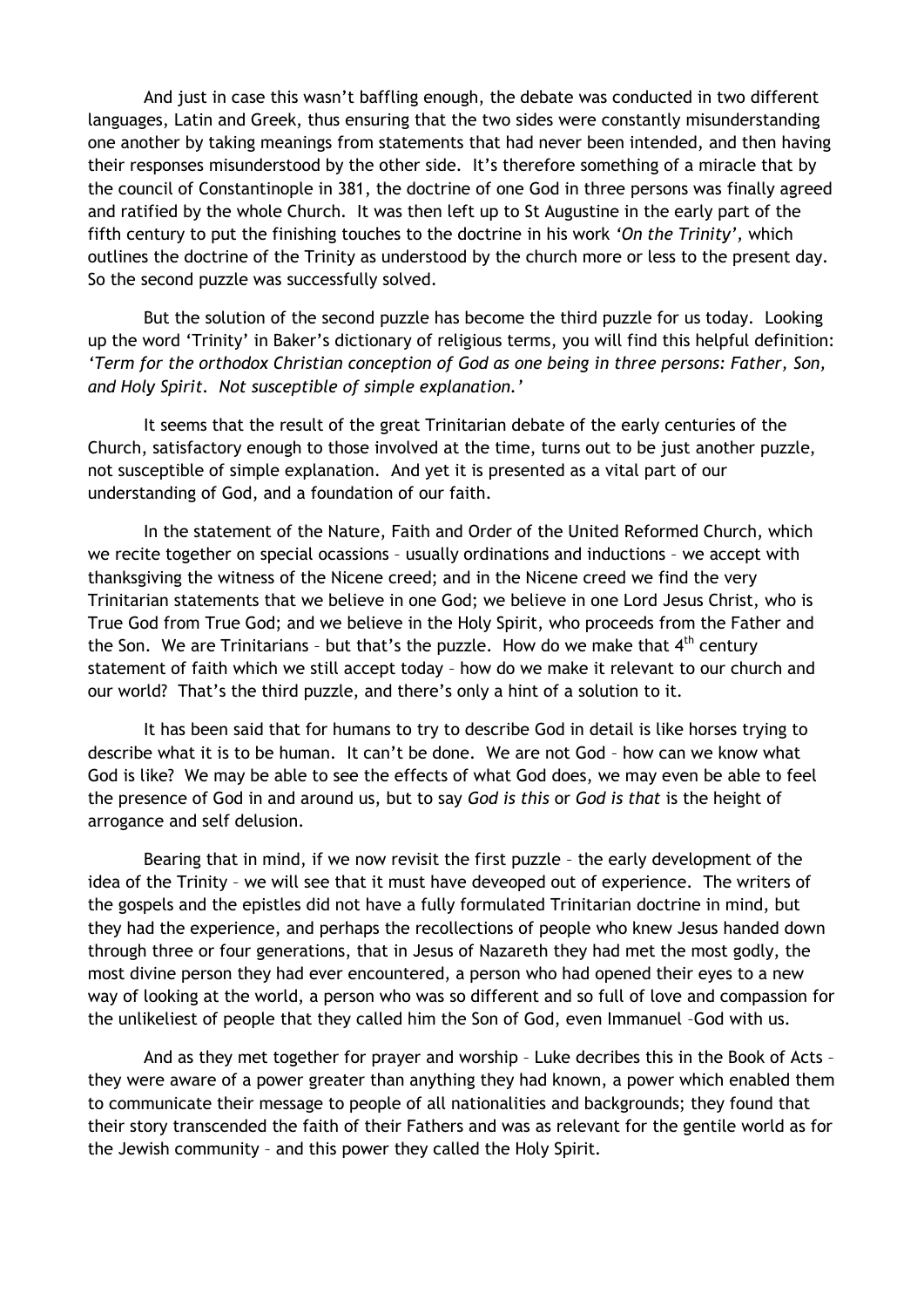And just in case this wasn't baffling enough, the debate was conducted in two different languages, Latin and Greek, thus ensuring that the two sides were constantly misunderstanding one another by taking meanings from statements that had never been intended, and then having their responses misunderstood by the other side. It's therefore something of a miracle that by the council of Constantinople in 381, the doctrine of one God in three persons was finally agreed and ratified by the whole Church. It was then left up to St Augustine in the early part of the fifth century to put the finishing touches to the doctrine in his work *'On the Trinity'*, which outlines the doctrine of the Trinity as understood by the church more or less to the present day. So the second puzzle was successfully solved.

But the solution of the second puzzle has become the third puzzle for us today. Looking up the word 'Trinity' in Baker's dictionary of religious terms, you will find this helpful definition: *'Term for the orthodox Christian conception of God as one being in three persons: Father, Son, and Holy Spirit. Not susceptible of simple explanation.'*

It seems that the result of the great Trinitarian debate of the early centuries of the Church, satisfactory enough to those involved at the time, turns out to be just another puzzle, not susceptible of simple explanation. And yet it is presented as a vital part of our understanding of God, and a foundation of our faith.

In the statement of the Nature, Faith and Order of the United Reformed Church, which we recite together on special ocassions – usually ordinations and inductions – we accept with thanksgiving the witness of the Nicene creed; and in the Nicene creed we find the very Trinitarian statements that we believe in one God; we believe in one Lord Jesus Christ, who is True God from True God; and we believe in the Holy Spirit, who proceeds from the Father and the Son. We are Trinitarians – but that's the puzzle. How do we make that 4th century statement of faith which we still accept today – how do we make it relevant to our church and our world? That's the third puzzle, and there's only a hint of a solution to it.

It has been said that for humans to try to describe God in detail is like horses trying to describe what it is to be human. It can't be done. We are not God – how can we know what God is like? We may be able to see the effects of what God does, we may even be able to feel the presence of God in and around us, but to say *God is this* or *God is that* is the height of arrogance and self delusion.

Bearing that in mind, if we now revisit the first puzzle – the early development of the idea of the Trinity – we will see that it must have deveoped out of experience. The writers of the gospels and the epistles did not have a fully formulated Trinitarian doctrine in mind, but they had the experience, and perhaps the recollections of people who knew Jesus handed down through three or four generations, that in Jesus of Nazareth they had met the most godly, the most divine person they had ever encountered, a person who had opened their eyes to a new way of looking at the world, a person who was so different and so full of love and compassion for the unlikeliest of people that they called him the Son of God, even Immanuel –God with us.

And as they met together for prayer and worship – Luke decribes this in the Book of Acts – they were aware of a power greater than anything they had known, a power which enabled them to communicate their message to people of all nationalities and backgrounds; they found that their story transcended the faith of their Fathers and was as relevant for the gentile world as for the Jewish community – and this power they called the Holy Spirit.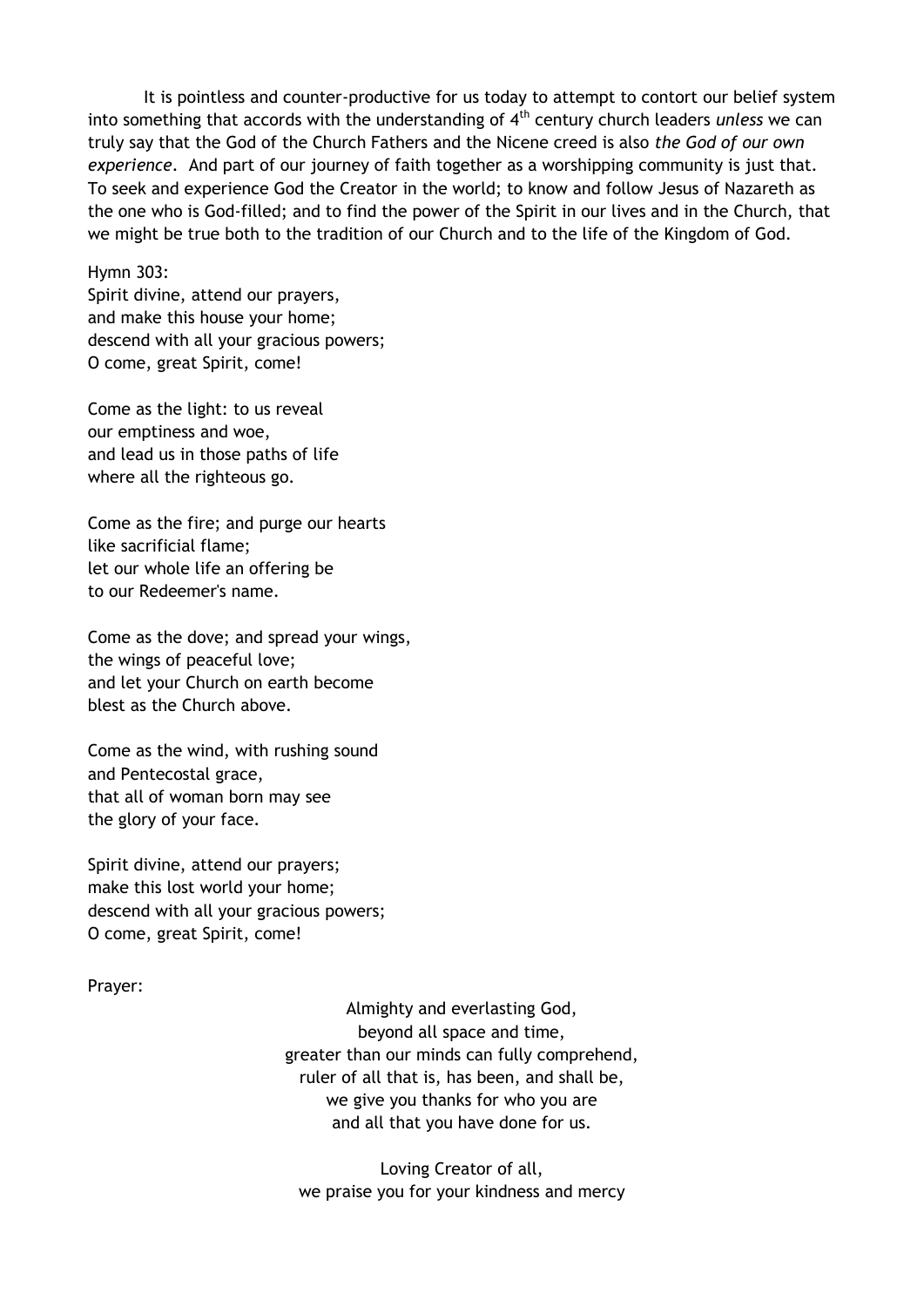It is pointless and counter-productive for us today to attempt to contort our belief system into something that accords with the understanding of 4th century church leaders *unless* we can truly say that the God of the Church Fathers and the Nicene creed is also *the God of our own experience*. And part of our journey of faith together as a worshipping community is just that. To seek and experience God the Creator in the world; to know and follow Jesus of Nazareth as the one who is God-filled; and to find the power of the Spirit in our lives and in the Church, that we might be true both to the tradition of our Church and to the life of the Kingdom of God.

Hymn 303:
Spirit divine, attend our prayers,
and make this house your home;
descend with all your gracious powers;
O come, great Spirit, come!

Come as the light: to us reveal
our emptiness and woe,
and lead us in those paths of life
where all the righteous go.

Come as the fire; and purge our hearts
like sacrificial flame;
let our whole life an offering be
to our Redeemer's name.

Come as the dove; and spread your wings,
the wings of peaceful love;
and let your Church on earth become
blest as the Church above.

Come as the wind, with rushing sound
and Pentecostal grace,
that all of woman born may see
the glory of your face.

Spirit divine, attend our prayers;
make this lost world your home;
descend with all your gracious powers;
O come, great Spirit, come!

Prayer:

Almighty and everlasting God,
beyond all space and time,
greater than our minds can fully comprehend,
ruler of all that is, has been, and shall be,
we give you thanks for who you are
and all that you have done for us.

Loving Creator of all,
we praise you for your kindness and mercy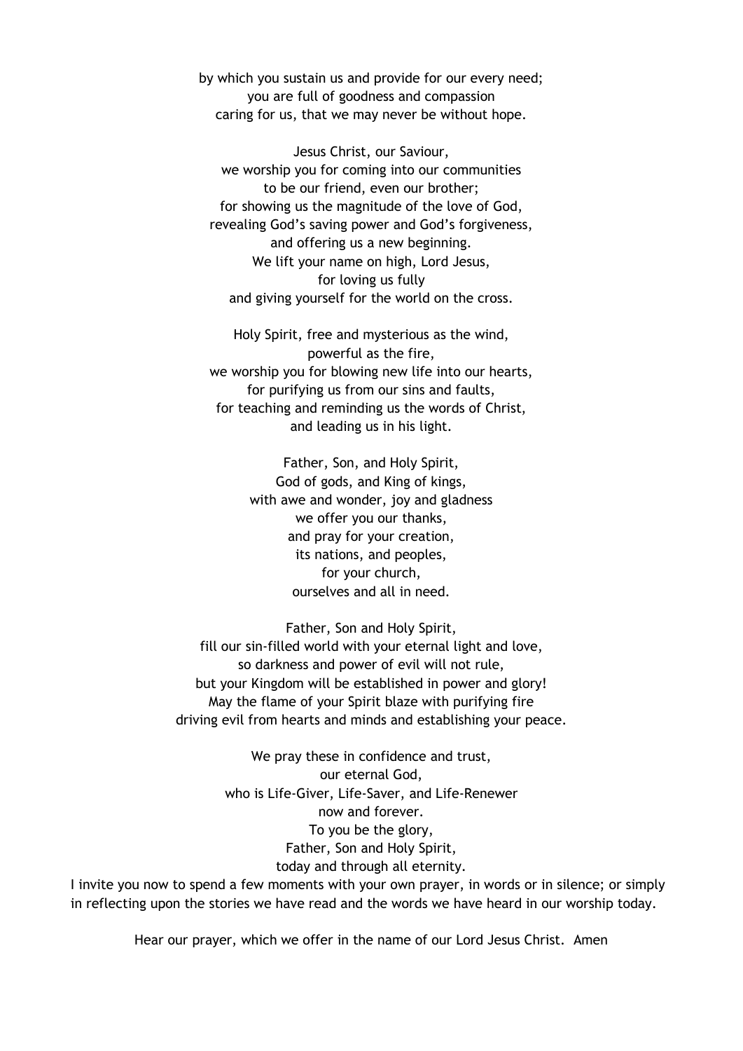by which you sustain us and provide for our every need;
you are full of goodness and compassion
caring for us, that we may never be without hope.

Jesus Christ, our Saviour,
we worship you for coming into our communities
to be our friend, even our brother;
for showing us the magnitude of the love of God,
revealing God's saving power and God's forgiveness,
and offering us a new beginning.
We lift your name on high, Lord Jesus,
for loving us fully
and giving yourself for the world on the cross.

Holy Spirit, free and mysterious as the wind,
powerful as the fire,
we worship you for blowing new life into our hearts,
for purifying us from our sins and faults,
for teaching and reminding us the words of Christ,
and leading us in his light.

Father, Son, and Holy Spirit,
God of gods, and King of kings,
with awe and wonder, joy and gladness
we offer you our thanks,
and pray for your creation,
its nations, and peoples,
for your church,
ourselves and all in need.

Father, Son and Holy Spirit,
fill our sin-filled world with your eternal light and love,
so darkness and power of evil will not rule,
but your Kingdom will be established in power and glory!
May the flame of your Spirit blaze with purifying fire
driving evil from hearts and minds and establishing your peace.

We pray these in confidence and trust,
our eternal God,
who is Life-Giver, Life-Saver, and Life-Renewer
now and forever.
To you be the glory,
Father, Son and Holy Spirit,
today and through all eternity.

I invite you now to spend a few moments with your own prayer, in words or in silence; or simply in reflecting upon the stories we have read and the words we have heard in our worship today.

Hear our prayer, which we offer in the name of our Lord Jesus Christ. Amen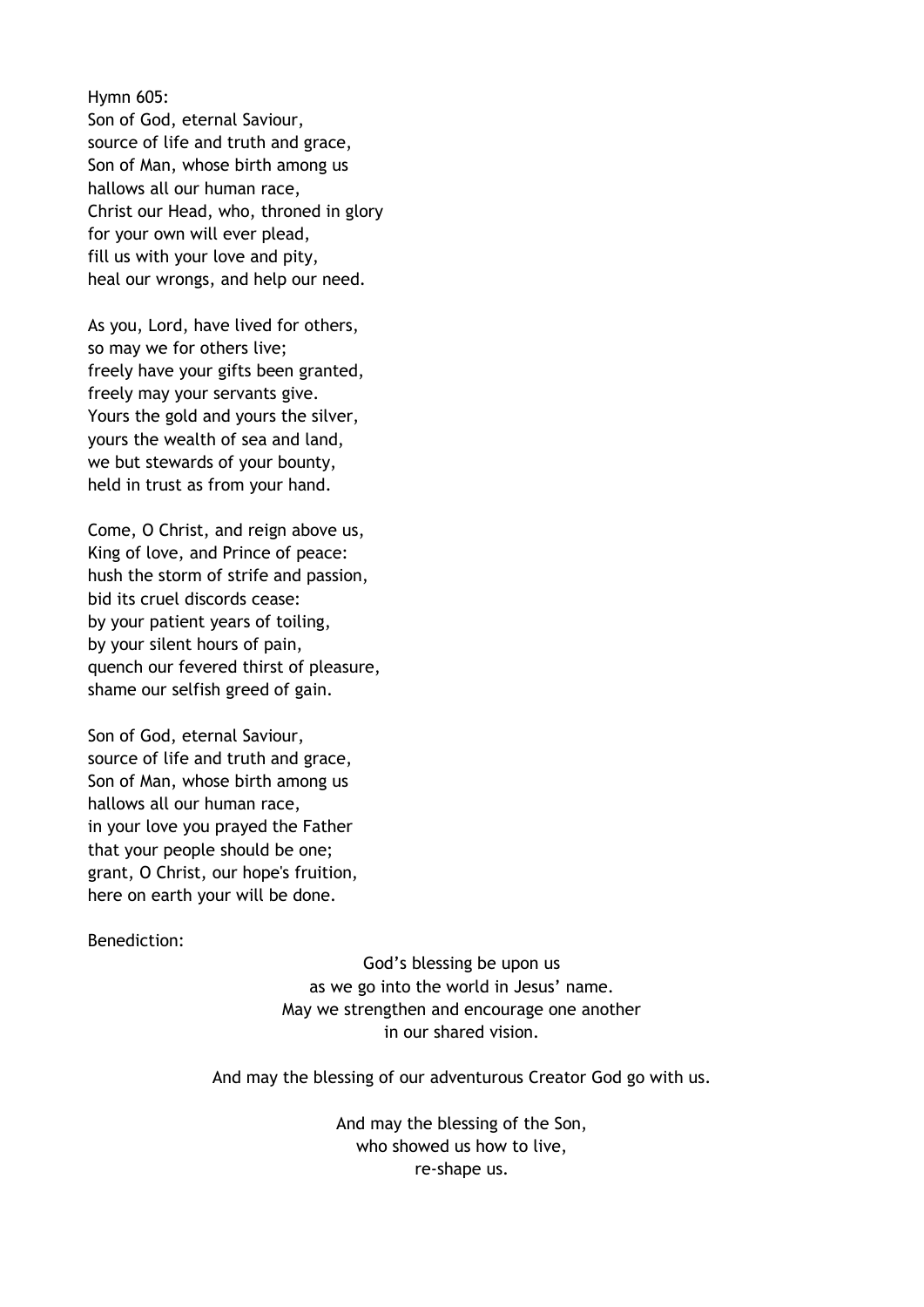Hymn 605:

Son of God, eternal Saviour,
source of life and truth and grace,
Son of Man, whose birth among us
hallows all our human race,
Christ our Head, who, throned in glory
for your own will ever plead,
fill us with your love and pity,
heal our wrongs, and help our need.

As you, Lord, have lived for others,
so may we for others live;
freely have your gifts been granted,
freely may your servants give.
Yours the gold and yours the silver,
yours the wealth of sea and land,
we but stewards of your bounty,
held in trust as from your hand.

Come, O Christ, and reign above us,
King of love, and Prince of peace:
hush the storm of strife and passion,
bid its cruel discords cease:
by your patient years of toiling,
by your silent hours of pain,
quench our fevered thirst of pleasure,
shame our selfish greed of gain.

Son of God, eternal Saviour,
source of life and truth and grace,
Son of Man, whose birth among us
hallows all our human race,
in your love you prayed the Father
that your people should be one;
grant, O Christ, our hope's fruition,
here on earth your will be done.

Benediction:

God's blessing be upon us
as we go into the world in Jesus' name.
May we strengthen and encourage one another
in our shared vision.

And may the blessing of our adventurous Creator God go with us.

And may the blessing of the Son,
who showed us how to live,
re-shape us.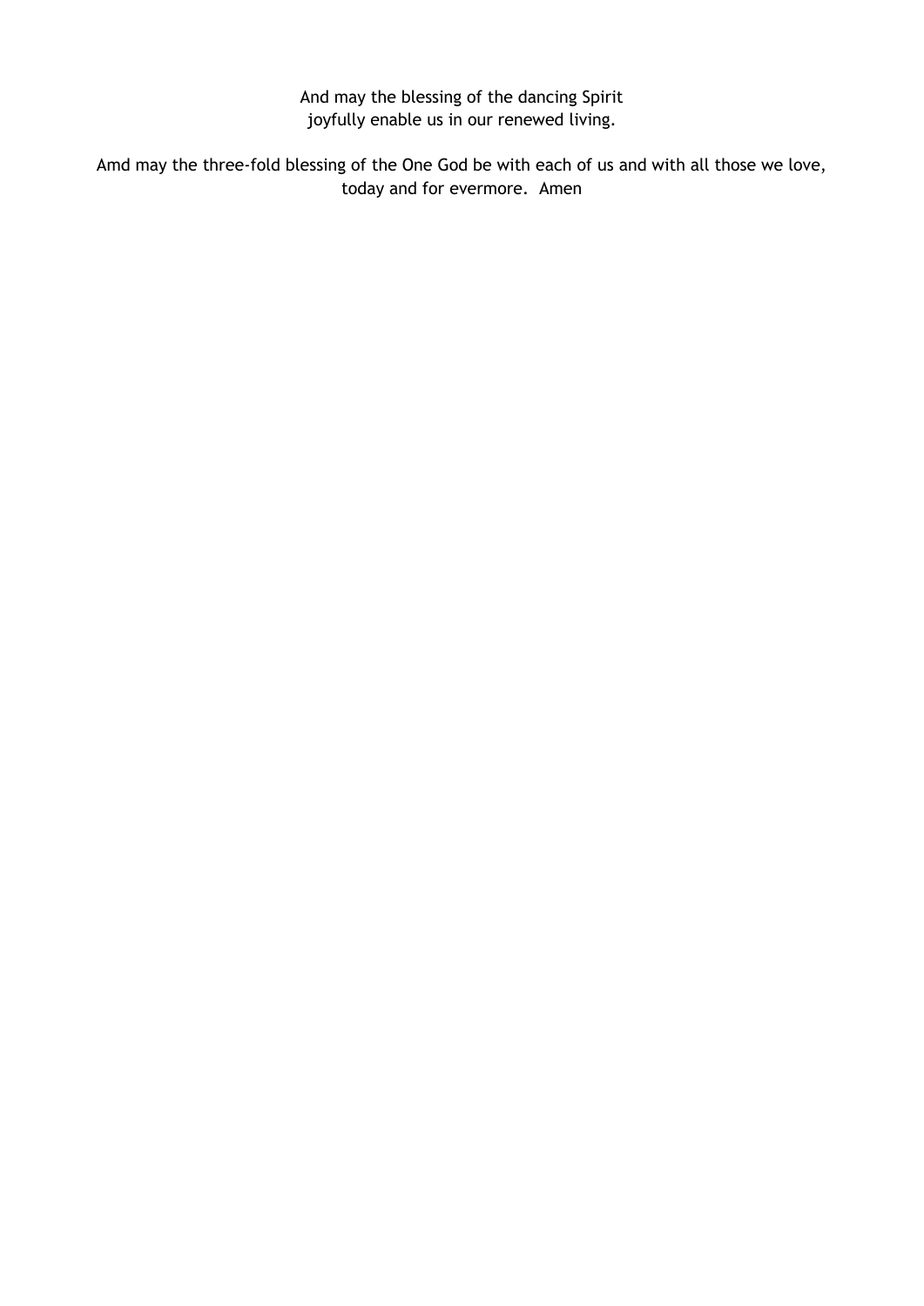And may the blessing of the dancing Spirit
joyfully enable us in our renewed living.

Amd may the three-fold blessing of the One God be with each of us and with all those we love,
today and for evermore. Amen